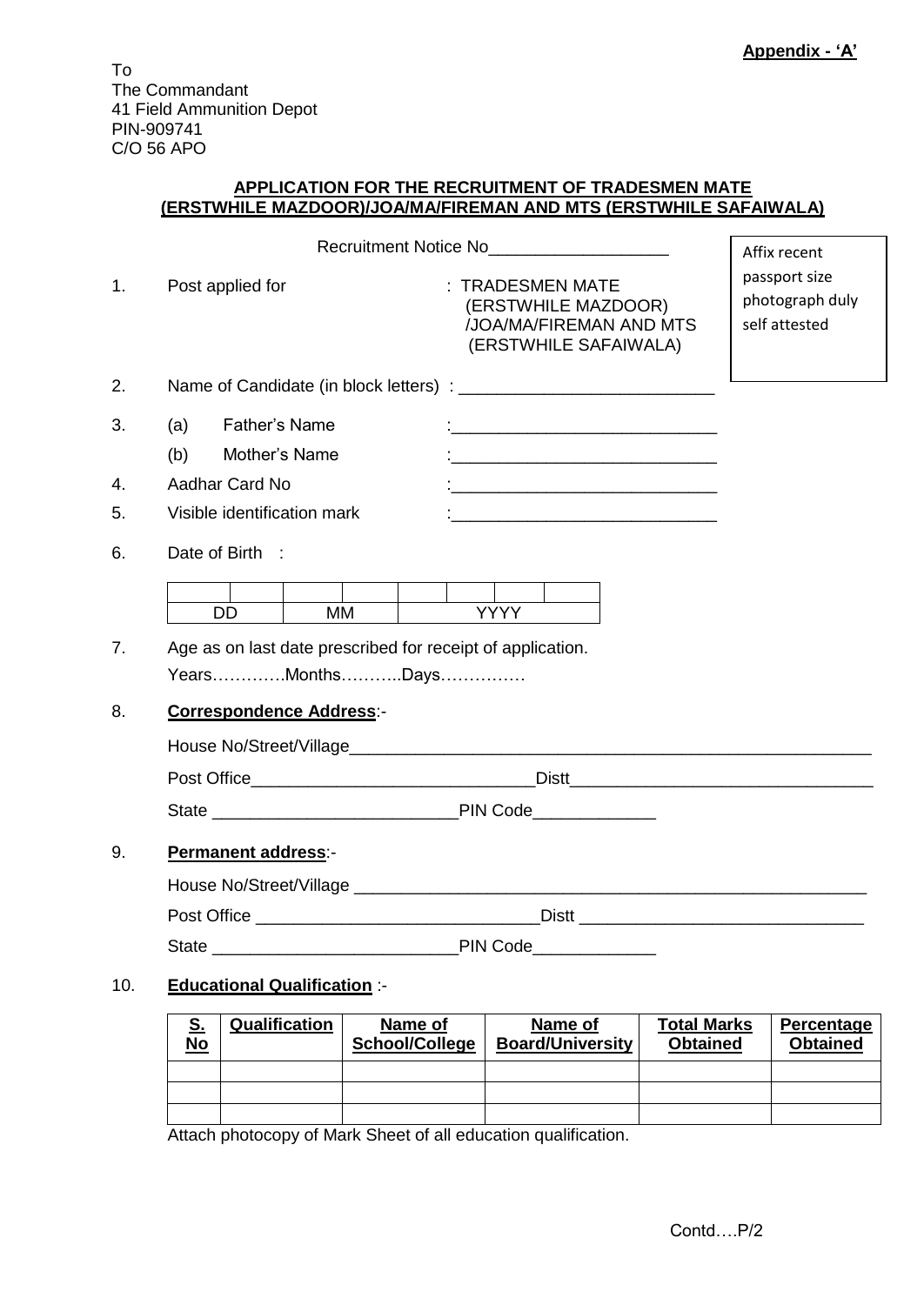**Appendix - 'A'**

To
The Commandant
41 Field Ammunition Depot
PIN-909741
C/O 56 APO

**APPLICATION FOR THE RECRUITMENT OF TRADESMEN MATE (ERSTWHILE MAZDOOR)/JOA/MA/FIREMAN AND MTS (ERSTWHILE SAFAIWALA)**

Recruitment Notice No___________________

Affix recent passport size photograph duly self attested

1. Post applied for : TRADESMEN MATE (ERSTWHILE MAZDOOR) /JOA/MA/FIREMAN AND MTS (ERSTWHILE SAFAIWALA)

2. Name of Candidate (in block letters) : ___________________________

3. (a) Father's Name :____________________________

   (b) Mother's Name :____________________________

4. Aadhar Card No :____________________________

5. Visible identification mark :____________________________

6. Date of Birth :

| | | | | | | | |
|---|---|---|---|---|---|---|---|
| DD | | MM | | YYYY | | | |

7. Age as on last date prescribed for receipt of application.

   Years………….Months………..Days……………

8. **Correspondence Address**:-

   House No/Street/Village_________________________________________________________

   Post Office_____________________________Distt_______________________________

   State _________________________PIN Code____________

9. **Permanent address**:-

   House No/Street/Village _________________________________________________________

   Post Office _____________________________Distt ______________________________

   State _________________________PIN Code____________

10. **Educational Qualification** :-

| **S. No** | **Qualification** | **Name of School/College** | **Name of Board/University** | **Total Marks Obtained** | **Percentage Obtained** |
|---|---|---|---|---|---|
| | | | | | |
| | | | | | |
| | | | | | |

Attach photocopy of Mark Sheet of all education qualification.

Contd….P/2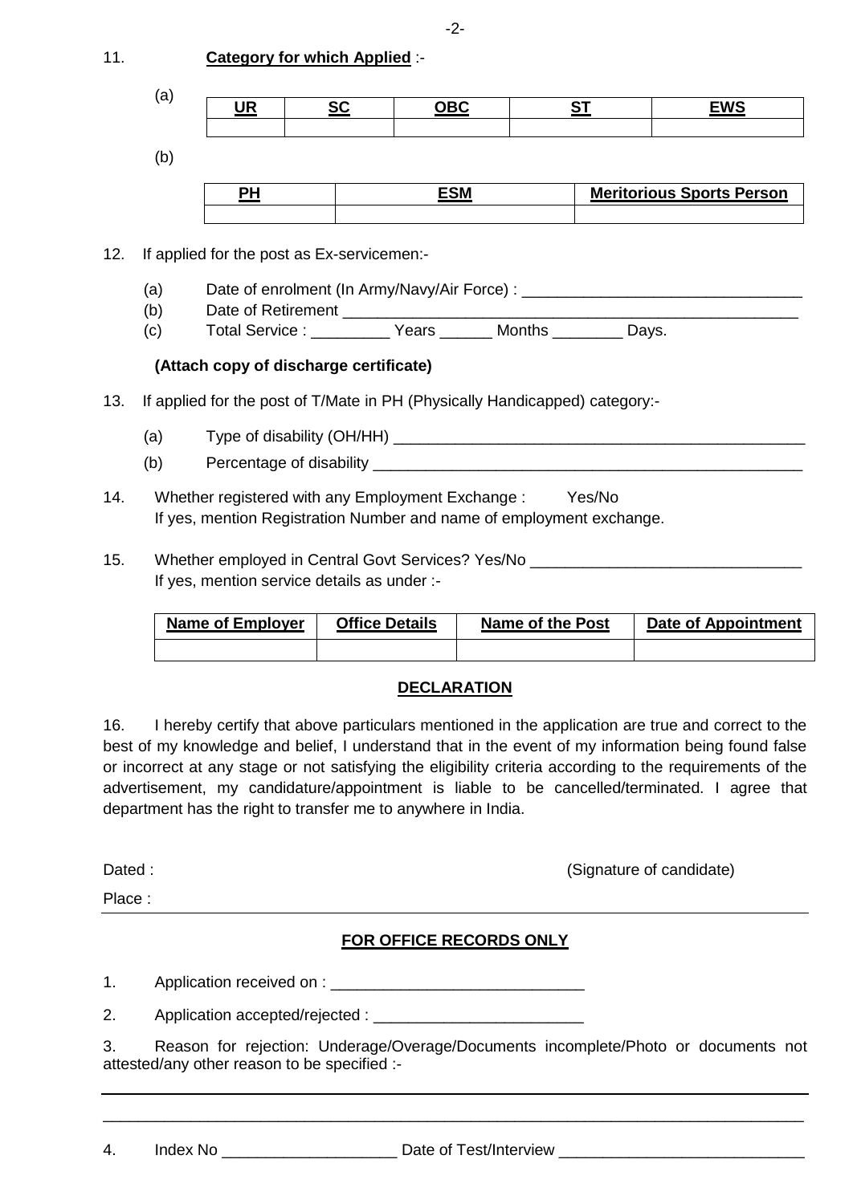11. **Category for which Applied** :-

(a)

| UR | SC | OBC | ST | EWS |
|---|---|---|---|---|
| | | | | |

(b)

| PH | ESM | Meritorious Sports Person |
|---|---|---|
| | | |

12. If applied for the post as Ex-servicemen:-

    (a) Date of enrolment (In Army/Navy/Air Force) : _______________________________

    (b) Date of Retirement _____________________________________________________

    (c) Total Service : _________ Years ______ Months ________ Days.

    **(Attach copy of discharge certificate)**

13. If applied for the post of T/Mate in PH (Physically Handicapped) category:-

    (a) Type of disability (OH/HH) _____________________________________________

    (b) Percentage of disability _______________________________________________

14. Whether registered with any Employment Exchange : Yes/No
    If yes, mention Registration Number and name of employment exchange.

15. Whether employed in Central Govt Services? Yes/No _____________________________
    If yes, mention service details as under :-

| Name of Employer | Office Details | Name of the Post | Date of Appointment |
|---|---|---|---|
| | | | |

## DECLARATION

16. I hereby certify that above particulars mentioned in the application are true and correct to the best of my knowledge and belief, I understand that in the event of my information being found false or incorrect at any stage or not satisfying the eligibility criteria according to the requirements of the advertisement, my candidature/appointment is liable to be cancelled/terminated. I agree that department has the right to transfer me to anywhere in India.

Dated : (Signature of candidate)

Place :

## FOR OFFICE RECORDS ONLY

1. Application received on : _____________________________

2. Application accepted/rejected : ________________________

3. Reason for rejection: Underage/Overage/Documents incomplete/Photo or documents not attested/any other reason to be specified :-

_____________________________________________________________________________

_____________________________________________________________________________

4. Index No ____________________ Date of Test/Interview ____________________________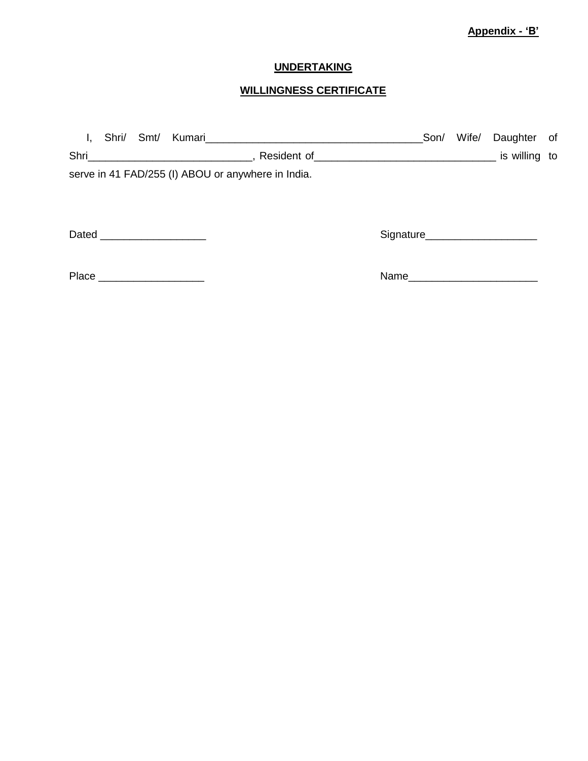**Appendix - 'B'**

## UNDERTAKING

## WILLINGNESS CERTIFICATE

I, Shri/ Smt/ Kumari_____________________________________Son/ Wife/ Daughter of Shri____________________________, Resident of_______________________________ is willing to serve in 41 FAD/255 (I) ABOU or anywhere in India.

Dated __________________ Signature___________________

Place __________________ Name______________________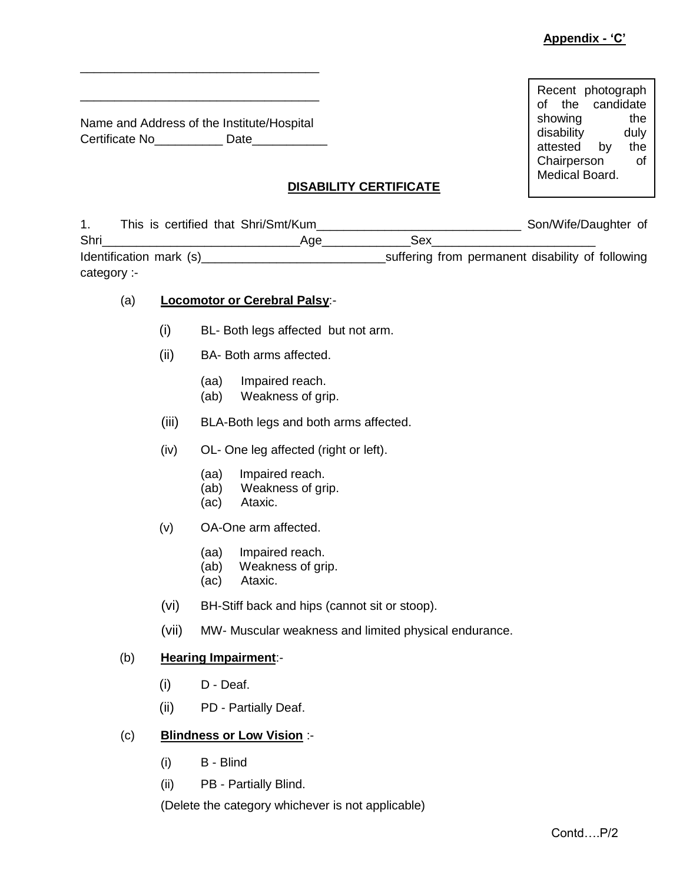**Appendix - 'C'**

___________________________________

___________________________________

Name and Address of the Institute/Hospital
Certificate No__________ Date___________

Recent photograph of the candidate showing the disability duly attested by the Chairperson of Medical Board.

## DISABILITY CERTIFICATE

1. This is certified that Shri/Smt/Kum______________________________ Son/Wife/Daughter of Shri____________________________Age____________Sex________________________ Identification mark (s)__________________________suffering from permanent disability of following category :-

(a) **Locomotor or Cerebral Palsy**:-

- (i) BL- Both legs affected but not arm.
- (ii) BA- Both arms affected.
  - (aa) Impaired reach.
  - (ab) Weakness of grip.
- (iii) BLA-Both legs and both arms affected.
- (iv) OL- One leg affected (right or left).
  - (aa) Impaired reach.
  - (ab) Weakness of grip.
  - (ac) Ataxic.
- (v) OA-One arm affected.
  - (aa) Impaired reach.
  - (ab) Weakness of grip.
  - (ac) Ataxic.
- (vi) BH-Stiff back and hips (cannot sit or stoop).
- (vii) MW- Muscular weakness and limited physical endurance.

(b) **Hearing Impairment**:-

- (i) D - Deaf.
- (ii) PD - Partially Deaf.

(c) **Blindness or Low Vision** :-

- (i) B - Blind
- (ii) PB - Partially Blind.

(Delete the category whichever is not applicable)

Contd….P/2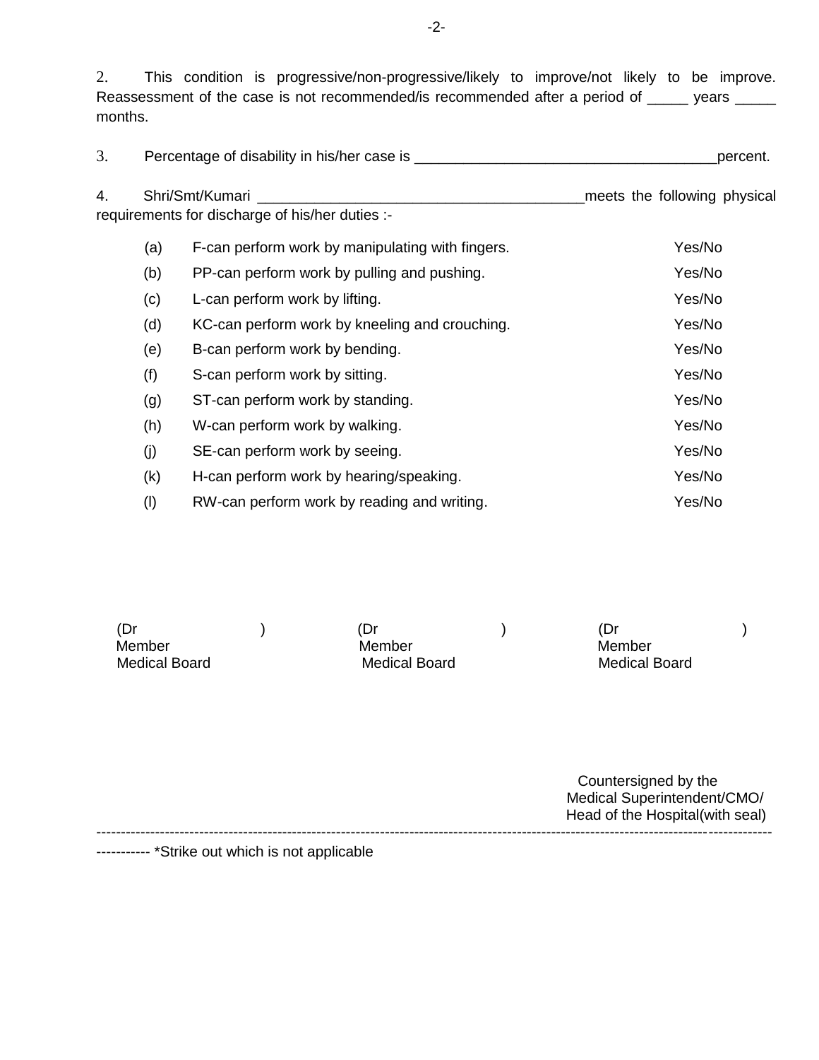2. This condition is progressive/non-progressive/likely to improve/not likely to be improve. Reassessment of the case is not recommended/is recommended after a period of _____ years _____ months.

3. Percentage of disability in his/her case is ______________________________________percent.

4. Shri/Smt/Kumari __________________________________________meets the following physical requirements for discharge of his/her duties :-

| | | |
|---|---|---|
| (a) | F-can perform work by manipulating with fingers. | Yes/No |
| (b) | PP-can perform work by pulling and pushing. | Yes/No |
| (c) | L-can perform work by lifting. | Yes/No |
| (d) | KC-can perform work by kneeling and crouching. | Yes/No |
| (e) | B-can perform work by bending. | Yes/No |
| (f) | S-can perform work by sitting. | Yes/No |
| (g) | ST-can perform work by standing. | Yes/No |
| (h) | W-can perform work by walking. | Yes/No |
| (j) | SE-can perform work by seeing. | Yes/No |
| (k) | H-can perform work by hearing/speaking. | Yes/No |
| (l) | RW-can perform work by reading and writing. | Yes/No |

| | | |
|---|---|---|
| (Dr ) | (Dr ) | (Dr ) |
| Member | Member | Member |
| Medical Board | Medical Board | Medical Board |

Countersigned by the
Medical Superintendent/CMO/
Head of the Hospital(with seal)

---

*Strike out which is not applicable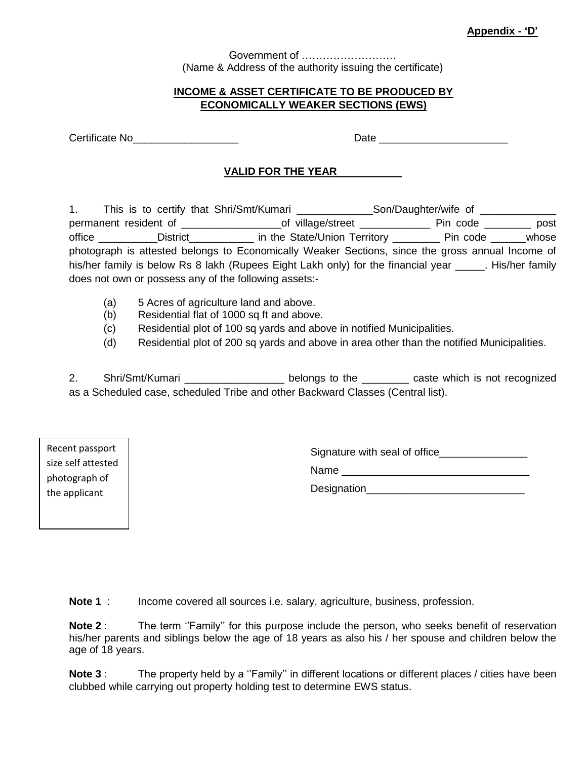**Appendix - 'D'**

Government of ………………………

(Name & Address of the authority issuing the certificate)

**INCOME & ASSET CERTIFICATE TO BE PRODUCED BY ECONOMICALLY WEAKER SECTIONS (EWS)**

Certificate No__________________ Date ______________________

**VALID FOR THE YEAR___________**

1. This is to certify that Shri/Smt/Kumari _____________Son/Daughter/wife of _____________ permanent resident of _________________of village/street ____________ Pin code ________ post office __________District___________ in the State/Union Territory ________ Pin code ______whose photograph is attested belongs to Economically Weaker Sections, since the gross annual Income of his/her family is below Rs 8 lakh (Rupees Eight Lakh only) for the financial year _____. His/her family does not own or possess any of the following assets:-

(a) 5 Acres of agriculture land and above.
(b) Residential flat of 1000 sq ft and above.
(c) Residential plot of 100 sq yards and above in notified Municipalities.
(d) Residential plot of 200 sq yards and above in area other than the notified Municipalities.

2. Shri/Smt/Kumari _________________ belongs to the ________ caste which is not recognized as a Scheduled case, scheduled Tribe and other Backward Classes (Central list).

Recent passport size self attested photograph of the applicant

Signature with seal of office_______________

Name ________________________________

Designation___________________________

**Note 1** : Income covered all sources i.e. salary, agriculture, business, profession.

**Note 2** : The term ''Family'' for this purpose include the person, who seeks benefit of reservation his/her parents and siblings below the age of 18 years as also his / her spouse and children below the age of 18 years.

**Note 3** : The property held by a ''Family'' in different locations or different places / cities have been clubbed while carrying out property holding test to determine EWS status.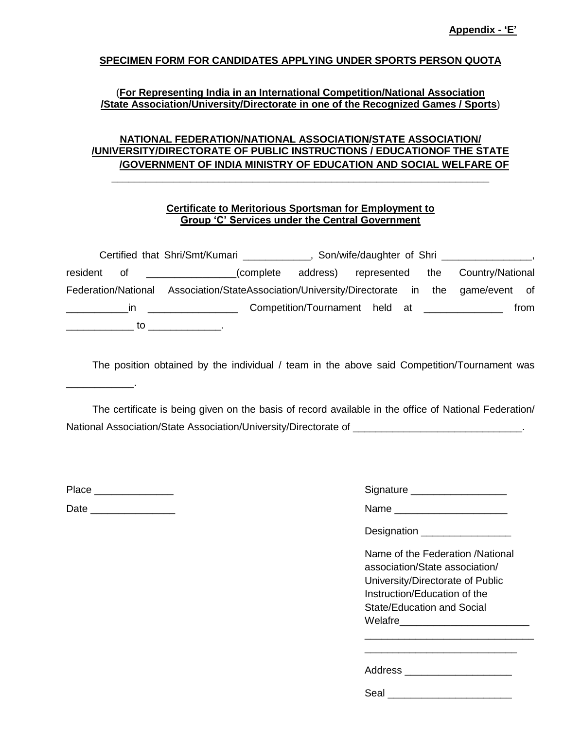**Appendix - 'E'**

**SPECIMEN FORM FOR CANDIDATES APPLYING UNDER SPORTS PERSON QUOTA**

(**For Representing India in an International Competition/National Association /State Association/University/Directorate in one of the Recognized Games / Sports**)

**NATIONAL FEDERATION/NATIONAL ASSOCIATION/STATE ASSOCIATION/ /UNIVERSITY/DIRECTORATE OF PUBLIC INSTRUCTIONS / EDUCATIONOF THE STATE /GOVERNMENT OF INDIA MINISTRY OF EDUCATION AND SOCIAL WELFARE OF**

______________________________________________________________________

**Certificate to Meritorious Sportsman for Employment to Group 'C' Services under the Central Government**

Certified that Shri/Smt/Kumari ____________, Son/wife/daughter of Shri ________________, resident of ________________(complete address) represented the Country/National Federation/National Association/StateAssociation/University/Directorate in the game/event of ___________in ________________ Competition/Tournament held at ______________ from ____________ to _____________.

The position obtained by the individual / team in the above said Competition/Tournament was ____________.

The certificate is being given on the basis of record available in the office of National Federation/ National Association/State Association/University/Directorate of ______________________________.

Place ______________

Date _______________

Signature _________________

Name ____________________

Designation ________________

Name of the Federation /National association/State association/ University/Directorate of Public Instruction/Education of the State/Education and Social Welafre_______________________

______________________________

___________________________

Address ___________________

Seal ______________________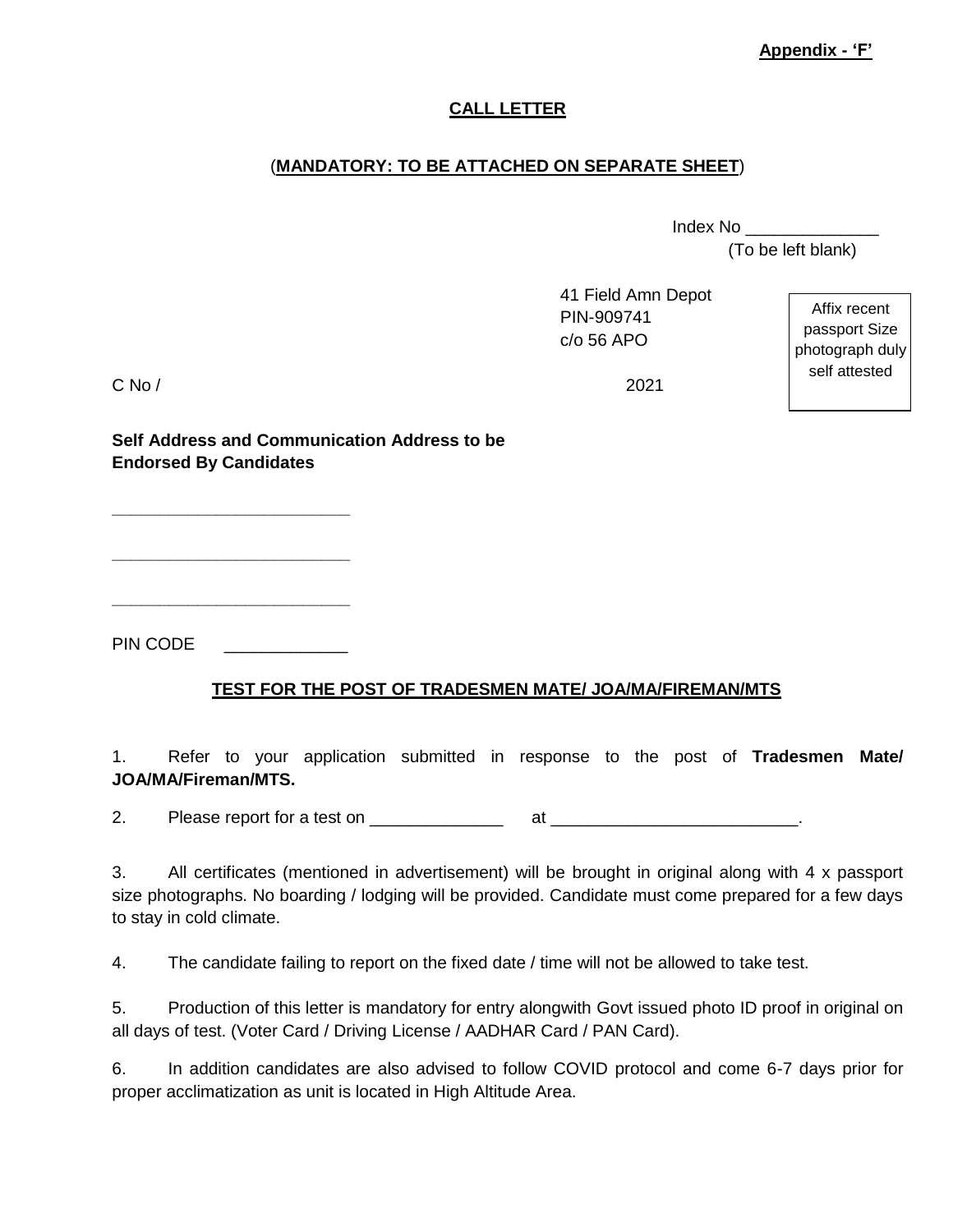**Appendix - 'F'**

## CALL LETTER

(**MANDATORY: TO BE ATTACHED ON SEPARATE SHEET**)

Index No ______________
(To be left blank)

41 Field Amn Depot
PIN-909741
c/o 56 APO

Affix recent passport Size photograph duly self attested

C No / 2021

**Self Address and Communication Address to be Endorsed By Candidates**

_________________________

_________________________

_________________________

PIN CODE _____________

### TEST FOR THE POST OF TRADESMEN MATE/ JOA/MA/FIREMAN/MTS

1. Refer to your application submitted in response to the post of **Tradesmen Mate/ JOA/MA/Fireman/MTS.**

2. Please report for a test on ______________ at __________________________.

3. All certificates (mentioned in advertisement) will be brought in original along with 4 x passport size photographs. No boarding / lodging will be provided. Candidate must come prepared for a few days to stay in cold climate.

4. The candidate failing to report on the fixed date / time will not be allowed to take test.

5. Production of this letter is mandatory for entry alongwith Govt issued photo ID proof in original on all days of test. (Voter Card / Driving License / AADHAR Card / PAN Card).

6. In addition candidates are also advised to follow COVID protocol and come 6-7 days prior for proper acclimatization as unit is located in High Altitude Area.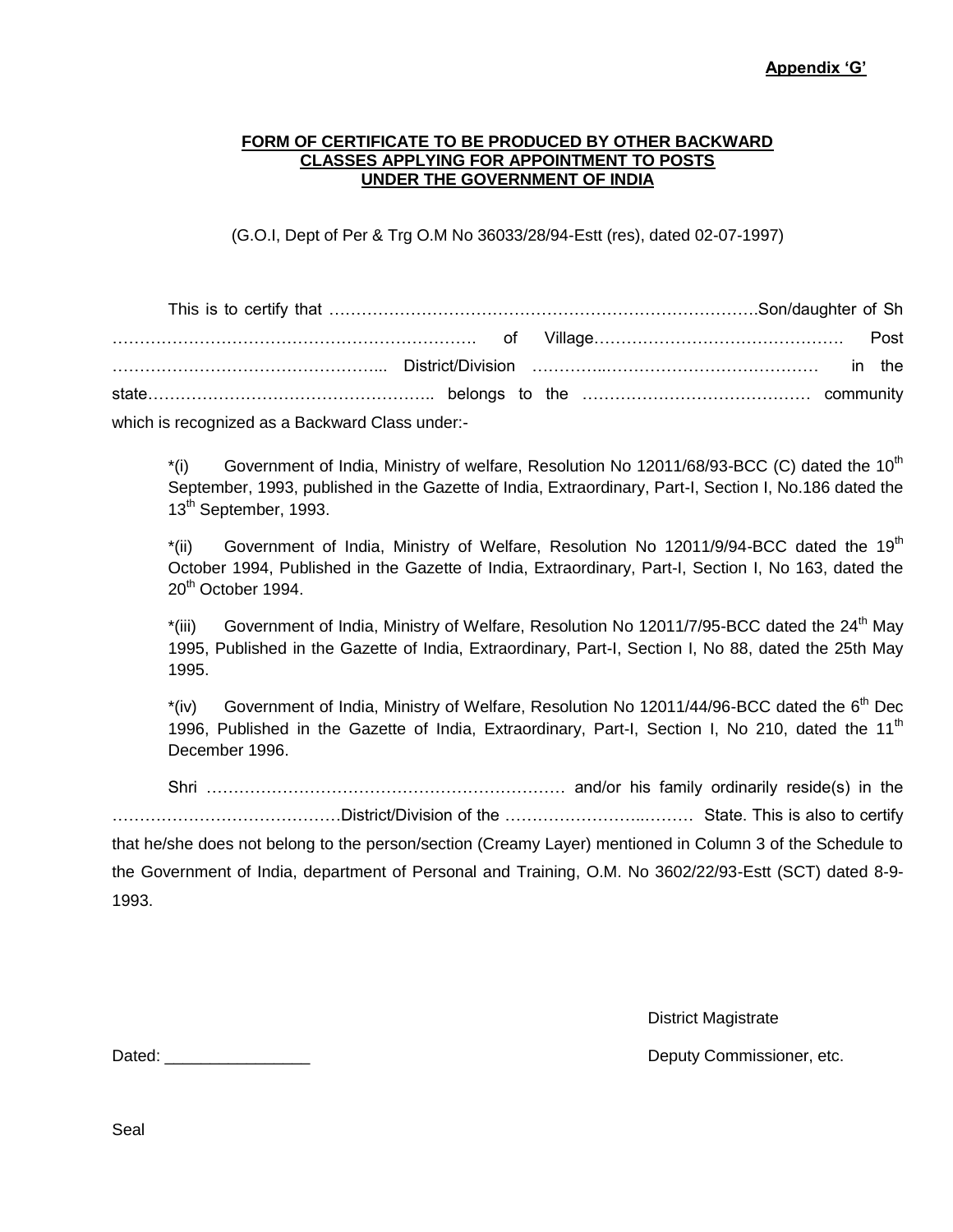**Appendix 'G'**

## FORM OF CERTIFICATE TO BE PRODUCED BY OTHER BACKWARD CLASSES APPLYING FOR APPOINTMENT TO POSTS UNDER THE GOVERNMENT OF INDIA

(G.O.I, Dept of Per & Trg O.M No 36033/28/94-Estt (res), dated 02-07-1997)

This is to certify that …………………………………………………………………….Son/daughter of Sh …………………………………………………………. of Village………………………………………. Post …………………………………………... District/Division ……………………………………………… in the state……………………………………………….. belongs to the …………………………………… community which is recognized as a Backward Class under:-

*(i) Government of India, Ministry of welfare, Resolution No 12011/68/93-BCC (C) dated the 10th September, 1993, published in the Gazette of India, Extraordinary, Part-I, Section I, No.186 dated the 13th September, 1993.

*(ii) Government of India, Ministry of Welfare, Resolution No 12011/9/94-BCC dated the 19th October 1994, Published in the Gazette of India, Extraordinary, Part-I, Section I, No 163, dated the 20th October 1994.

*(iii) Government of India, Ministry of Welfare, Resolution No 12011/7/95-BCC dated the 24th May 1995, Published in the Gazette of India, Extraordinary, Part-I, Section I, No 88, dated the 25th May 1995.

*(iv) Government of India, Ministry of Welfare, Resolution No 12011/44/96-BCC dated the 6th Dec 1996, Published in the Gazette of India, Extraordinary, Part-I, Section I, No 210, dated the 11th December 1996.

Shri ………………………………………………………… and/or his family ordinarily reside(s) in the ……………………………………District/Division of the ……………………..……… State. This is also to certify that he/she does not belong to the person/section (Creamy Layer) mentioned in Column 3 of the Schedule to the Government of India, department of Personal and Training, O.M. No 3602/22/93-Estt (SCT) dated 8-9-1993.

District Magistrate

Dated: _______________ Deputy Commissioner, etc.

Seal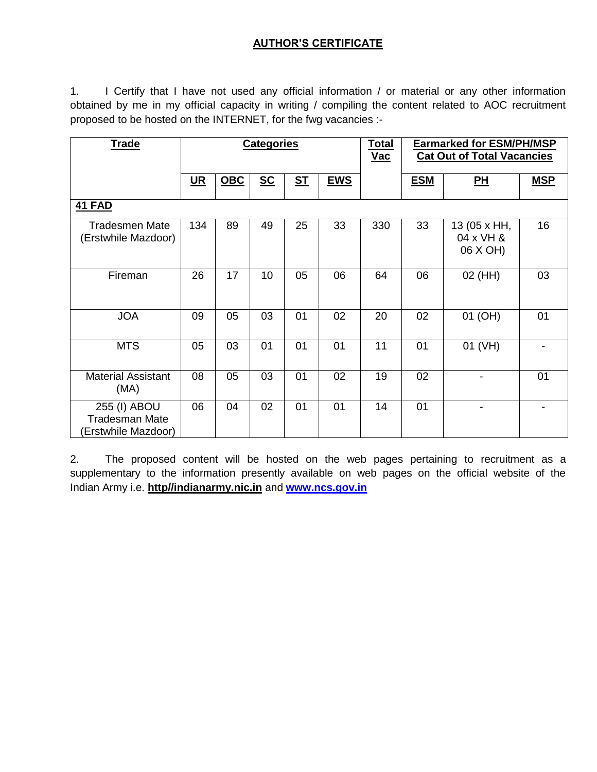## AUTHOR'S CERTIFICATE

1. I Certify that I have not used any official information / or material or any other information obtained by me in my official capacity in writing / compiling the content related to AOC recruitment proposed to be hosted on the INTERNET, for the fwg vacancies :-

| **Trade** | **Categories** | | | | | **Total Vac** | **Earmarked for ESM/PH/MSP Cat Out of Total Vacancies** | | |
|---|---|---|---|---|---|---|---|---|---|
| | **UR** | **OBC** | **SC** | **ST** | **EWS** | | **ESM** | **PH** | **MSP** |
| **41 FAD** | | | | | | | | | |
| Tradesmen Mate (Erstwhile Mazdoor) | 134 | 89 | 49 | 25 | 33 | 330 | 33 | 13 (05 x HH, 04 x VH & 06 X OH) | 16 |
| Fireman | 26 | 17 | 10 | 05 | 06 | 64 | 06 | 02 (HH) | 03 |
| JOA | 09 | 05 | 03 | 01 | 02 | 20 | 02 | 01 (OH) | 01 |
| MTS | 05 | 03 | 01 | 01 | 01 | 11 | 01 | 01 (VH) | - |
| Material Assistant (MA) | 08 | 05 | 03 | 01 | 02 | 19 | 02 | - | 01 |
| 255 (I) ABOU Tradesman Mate (Erstwhile Mazdoor) | 06 | 04 | 02 | 01 | 01 | 14 | 01 | - | - |

2. The proposed content will be hosted on the web pages pertaining to recruitment as a supplementary to the information presently available on web pages on the official website of the Indian Army i.e. **http//indianarmy.nic.in** and **www.ncs.gov.in**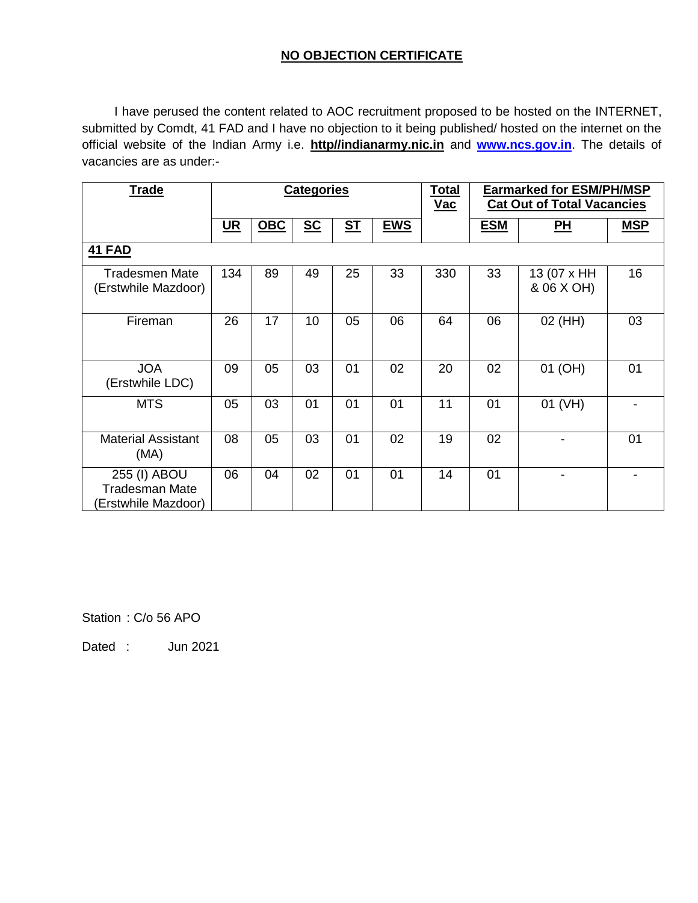**NO OBJECTION CERTIFICATE**

I have perused the content related to AOC recruitment proposed to be hosted on the INTERNET, submitted by Comdt, 41 FAD and I have no objection to it being published/ hosted on the internet on the official website of the Indian Army i.e. **http//indianarmy.nic.in** and **www.ncs.gov.in**. The details of vacancies are as under:-

| Trade | Categories | | | | | Total Vac | Earmarked for ESM/PH/MSP Cat Out of Total Vacancies | | |
|---|---|---|---|---|---|---|---|---|---|
| | **UR** | **OBC** | **SC** | **ST** | **EWS** | | **ESM** | **PH** | **MSP** |
| **41 FAD** | | | | | | | | | |
| Tradesmen Mate (Erstwhile Mazdoor) | 134 | 89 | 49 | 25 | 33 | 330 | 33 | 13 (07 x HH & 06 X OH) | 16 |
| Fireman | 26 | 17 | 10 | 05 | 06 | 64 | 06 | 02 (HH) | 03 |
| JOA (Erstwhile LDC) | 09 | 05 | 03 | 01 | 02 | 20 | 02 | 01 (OH) | 01 |
| MTS | 05 | 03 | 01 | 01 | 01 | 11 | 01 | 01 (VH) | - |
| Material Assistant (MA) | 08 | 05 | 03 | 01 | 02 | 19 | 02 | - | 01 |
| 255 (I) ABOU Tradesman Mate (Erstwhile Mazdoor) | 06 | 04 | 02 | 01 | 01 | 14 | 01 | - | - |

Station : C/o 56 APO

Dated : Jun 2021